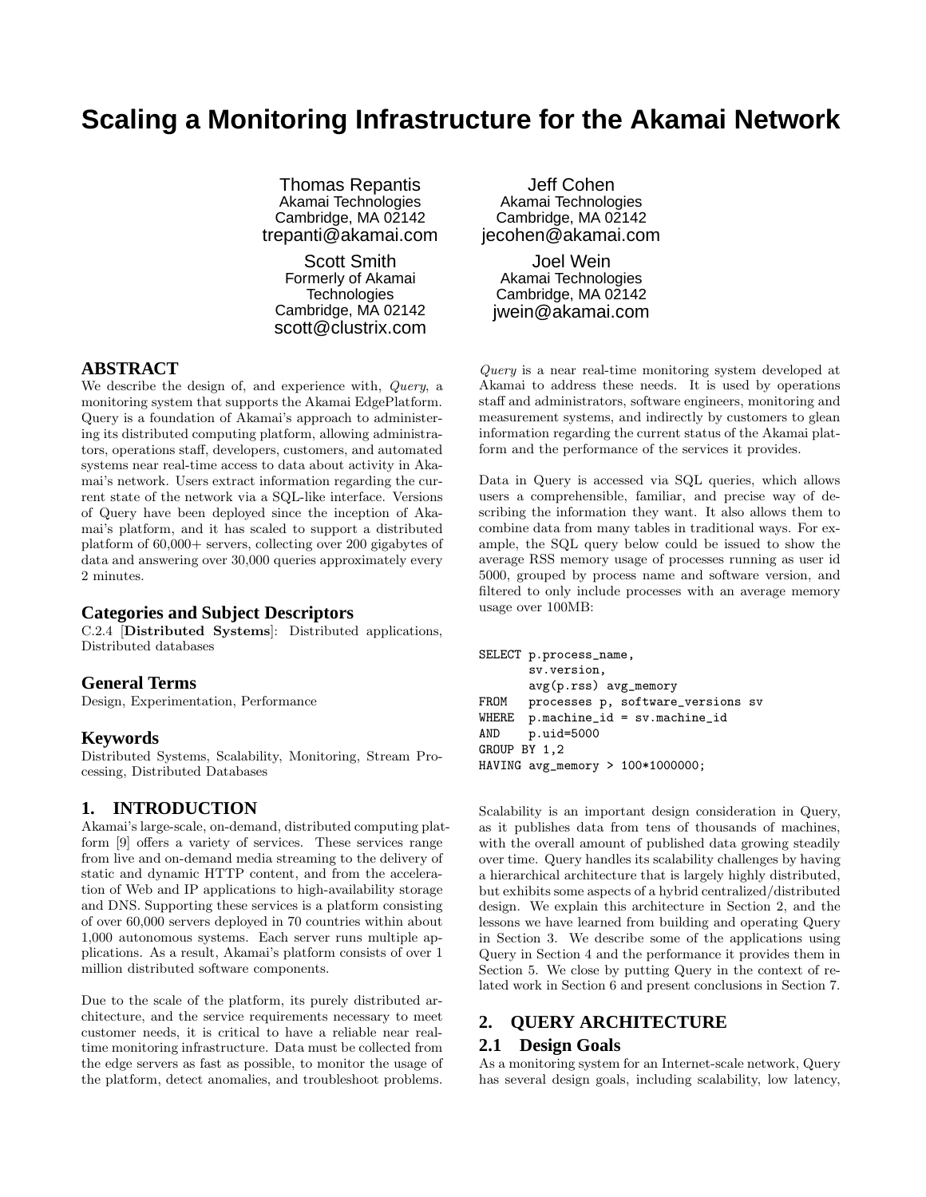# Scaling a Monitoring Infrastructure for the Akamai Network

Thomas Repantis
Akamai Technologies
Cambridge, MA 02142
trepanti@akamai.com

Jeff Cohen
Akamai Technologies
Cambridge, MA 02142
jecohen@akamai.com

Scott Smith
Formerly of Akamai Technologies
Cambridge, MA 02142
scott@clustrix.com

Joel Wein
Akamai Technologies
Cambridge, MA 02142
jwein@akamai.com

## ABSTRACT

We describe the design of, and experience with, *Query*, a monitoring system that supports the Akamai EdgePlatform. Query is a foundation of Akamai's approach to administering its distributed computing platform, allowing administrators, operations staff, developers, customers, and automated systems near real-time access to data about activity in Akamai's network. Users extract information regarding the current state of the network via a SQL-like interface. Versions of Query have been deployed since the inception of Akamai's platform, and it has scaled to support a distributed platform of 60,000+ servers, collecting over 200 gigabytes of data and answering over 30,000 queries approximately every 2 minutes.

### Categories and Subject Descriptors

C.2.4 [**Distributed Systems**]: Distributed applications, Distributed databases

### General Terms

Design, Experimentation, Performance

### Keywords

Distributed Systems, Scalability, Monitoring, Stream Processing, Distributed Databases

## 1. INTRODUCTION

Akamai's large-scale, on-demand, distributed computing platform [9] offers a variety of services. These services range from live and on-demand media streaming to the delivery of static and dynamic HTTP content, and from the acceleration of Web and IP applications to high-availability storage and DNS. Supporting these services is a platform consisting of over 60,000 servers deployed in 70 countries within about 1,000 autonomous systems. Each server runs multiple applications. As a result, Akamai's platform consists of over 1 million distributed software components.

Due to the scale of the platform, its purely distributed architecture, and the service requirements necessary to meet customer needs, it is critical to have a reliable near real-time monitoring infrastructure. Data must be collected from the edge servers as fast as possible, to monitor the usage of the platform, detect anomalies, and troubleshoot problems.

*Query* is a near real-time monitoring system developed at Akamai to address these needs. It is used by operations staff and administrators, software engineers, monitoring and measurement systems, and indirectly by customers to glean information regarding the current status of the Akamai platform and the performance of the services it provides.

Data in Query is accessed via SQL queries, which allows users a comprehensible, familiar, and precise way of describing the information they want. It also allows them to combine data from many tables in traditional ways. For example, the SQL query below could be issued to show the average RSS memory usage of processes running as user id 5000, grouped by process name and software version, and filtered to only include processes with an average memory usage over 100MB:

```
SELECT p.process_name,
       sv.version,
       avg(p.rss) avg_memory
FROM   processes p, software_versions sv
WHERE  p.machine_id = sv.machine_id
AND    p.uid=5000
GROUP BY 1,2
HAVING avg_memory > 100*1000000;
```

Scalability is an important design consideration in Query, as it publishes data from tens of thousands of machines, with the overall amount of published data growing steadily over time. Query handles its scalability challenges by having a hierarchical architecture that is largely highly distributed, but exhibits some aspects of a hybrid centralized/distributed design. We explain this architecture in Section 2, and the lessons we have learned from building and operating Query in Section 3. We describe some of the applications using Query in Section 4 and the performance it provides them in Section 5. We close by putting Query in the context of related work in Section 6 and present conclusions in Section 7.

## 2. QUERY ARCHITECTURE

### 2.1 Design Goals

As a monitoring system for an Internet-scale network, Query has several design goals, including scalability, low latency,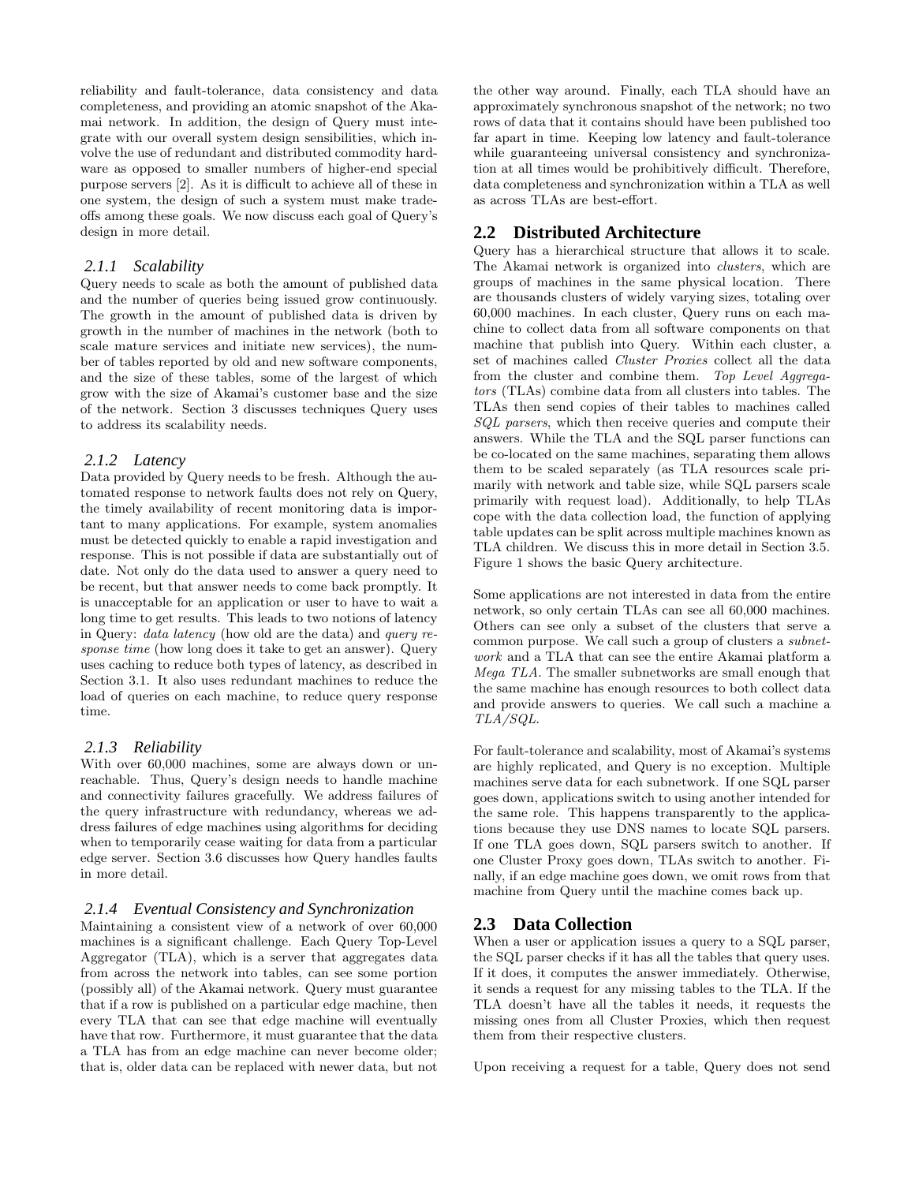reliability and fault-tolerance, data consistency and data completeness, and providing an atomic snapshot of the Akamai network. In addition, the design of Query must integrate with our overall system design sensibilities, which involve the use of redundant and distributed commodity hardware as opposed to smaller numbers of higher-end special purpose servers [2]. As it is difficult to achieve all of these in one system, the design of such a system must make tradeoffs among these goals. We now discuss each goal of Query's design in more detail.

### 2.1.1 Scalability

Query needs to scale as both the amount of published data and the number of queries being issued grow continuously. The growth in the amount of published data is driven by growth in the number of machines in the network (both to scale mature services and initiate new services), the number of tables reported by old and new software components, and the size of these tables, some of the largest of which grow with the size of Akamai's customer base and the size of the network. Section 3 discusses techniques Query uses to address its scalability needs.

### 2.1.2 Latency

Data provided by Query needs to be fresh. Although the automated response to network faults does not rely on Query, the timely availability of recent monitoring data is important to many applications. For example, system anomalies must be detected quickly to enable a rapid investigation and response. This is not possible if data are substantially out of date. Not only do the data used to answer a query need to be recent, but that answer needs to come back promptly. It is unacceptable for an application or user to have to wait a long time to get results. This leads to two notions of latency in Query: *data latency* (how old are the data) and *query response time* (how long does it take to get an answer). Query uses caching to reduce both types of latency, as described in Section 3.1. It also uses redundant machines to reduce the load of queries on each machine, to reduce query response time.

### 2.1.3 Reliability

With over 60,000 machines, some are always down or unreachable. Thus, Query's design needs to handle machine and connectivity failures gracefully. We address failures of the query infrastructure with redundancy, whereas we address failures of edge machines using algorithms for deciding when to temporarily cease waiting for data from a particular edge server. Section 3.6 discusses how Query handles faults in more detail.

### 2.1.4 Eventual Consistency and Synchronization

Maintaining a consistent view of a network of over 60,000 machines is a significant challenge. Each Query Top-Level Aggregator (TLA), which is a server that aggregates data from across the network into tables, can see some portion (possibly all) of the Akamai network. Query must guarantee that if a row is published on a particular edge machine, then every TLA that can see that edge machine will eventually have that row. Furthermore, it must guarantee that the data a TLA has from an edge machine can never become older; that is, older data can be replaced with newer data, but not the other way around. Finally, each TLA should have an approximately synchronous snapshot of the network; no two rows of data that it contains should have been published too far apart in time. Keeping low latency and fault-tolerance while guaranteeing universal consistency and synchronization at all times would be prohibitively difficult. Therefore, data completeness and synchronization within a TLA as well as across TLAs are best-effort.

## 2.2 Distributed Architecture

Query has a hierarchical structure that allows it to scale. The Akamai network is organized into *clusters*, which are groups of machines in the same physical location. There are thousands clusters of widely varying sizes, totaling over 60,000 machines. In each cluster, Query runs on each machine to collect data from all software components on that machine that publish into Query. Within each cluster, a set of machines called *Cluster Proxies* collect all the data from the cluster and combine them. *Top Level Aggregators* (TLAs) combine data from all clusters into tables. The TLAs then send copies of their tables to machines called *SQL parsers*, which then receive queries and compute their answers. While the TLA and the SQL parser functions can be co-located on the same machines, separating them allows them to be scaled separately (as TLA resources scale primarily with network and table size, while SQL parsers scale primarily with request load). Additionally, to help TLAs cope with the data collection load, the function of applying table updates can be split across multiple machines known as TLA children. We discuss this in more detail in Section 3.5. Figure 1 shows the basic Query architecture.

Some applications are not interested in data from the entire network, so only certain TLAs can see all 60,000 machines. Others can see only a subset of the clusters that serve a common purpose. We call such a group of clusters a *subnetwork* and a TLA that can see the entire Akamai platform a *Mega TLA*. The smaller subnetworks are small enough that the same machine has enough resources to both collect data and provide answers to queries. We call such a machine a *TLA/SQL*.

For fault-tolerance and scalability, most of Akamai's systems are highly replicated, and Query is no exception. Multiple machines serve data for each subnetwork. If one SQL parser goes down, applications switch to using another intended for the same role. This happens transparently to the applications because they use DNS names to locate SQL parsers. If one TLA goes down, SQL parsers switch to another. If one Cluster Proxy goes down, TLAs switch to another. Finally, if an edge machine goes down, we omit rows from that machine from Query until the machine comes back up.

## 2.3 Data Collection

When a user or application issues a query to a SQL parser, the SQL parser checks if it has all the tables that query uses. If it does, it computes the answer immediately. Otherwise, it sends a request for any missing tables to the TLA. If the TLA doesn't have all the tables it needs, it requests the missing ones from all Cluster Proxies, which then request them from their respective clusters.

Upon receiving a request for a table, Query does not send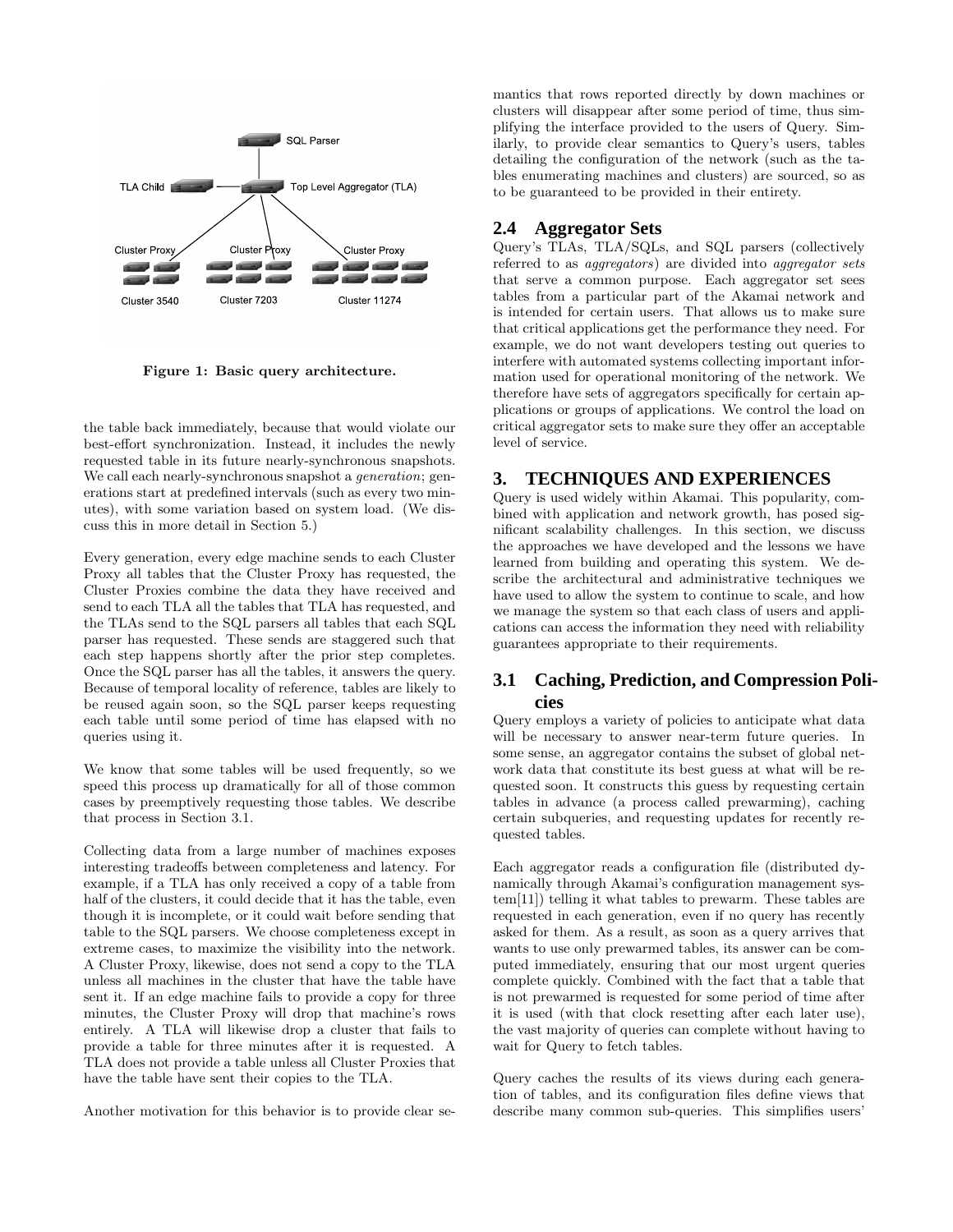Figure 1: Basic query architecture.

the table back immediately, because that would violate our best-effort synchronization. Instead, it includes the newly requested table in its future nearly-synchronous snapshots. We call each nearly-synchronous snapshot a *generation*; generations start at predefined intervals (such as every two minutes), with some variation based on system load. (We discuss this in more detail in Section 5.)

Every generation, every edge machine sends to each Cluster Proxy all tables that the Cluster Proxy has requested, the Cluster Proxies combine the data they have received and send to each TLA all the tables that TLA has requested, and the TLAs send to the SQL parsers all tables that each SQL parser has requested. These sends are staggered such that each step happens shortly after the prior step completes. Once the SQL parser has all the tables, it answers the query. Because of temporal locality of reference, tables are likely to be reused again soon, so the SQL parser keeps requesting each table until some period of time has elapsed with no queries using it.

We know that some tables will be used frequently, so we speed this process up dramatically for all of those common cases by preemptively requesting those tables. We describe that process in Section 3.1.

Collecting data from a large number of machines exposes interesting tradeoffs between completeness and latency. For example, if a TLA has only received a copy of a table from half of the clusters, it could decide that it has the table, even though it is incomplete, or it could wait before sending that table to the SQL parsers. We choose completeness except in extreme cases, to maximize the visibility into the network. A Cluster Proxy, likewise, does not send a copy to the TLA unless all machines in the cluster that have the table have sent it. If an edge machine fails to provide a copy for three minutes, the Cluster Proxy will drop that machine's rows entirely. A TLA will likewise drop a cluster that fails to provide a table for three minutes after it is requested. A TLA does not provide a table unless all Cluster Proxies that have the table have sent their copies to the TLA.

Another motivation for this behavior is to provide clear semantics that rows reported directly by down machines or clusters will disappear after some period of time, thus simplifying the interface provided to the users of Query. Similarly, to provide clear semantics to Query's users, tables detailing the configuration of the network (such as the tables enumerating machines and clusters) are sourced, so as to be guaranteed to be provided in their entirety.

## 2.4 Aggregator Sets

Query's TLAs, TLA/SQLs, and SQL parsers (collectively referred to as *aggregators*) are divided into *aggregator sets* that serve a common purpose. Each aggregator set sees tables from a particular part of the Akamai network and is intended for certain users. That allows us to make sure that critical applications get the performance they need. For example, we do not want developers testing out queries to interfere with automated systems collecting important information used for operational monitoring of the network. We therefore have sets of aggregators specifically for certain applications or groups of applications. We control the load on critical aggregator sets to make sure they offer an acceptable level of service.

# 3. TECHNIQUES AND EXPERIENCES

Query is used widely within Akamai. This popularity, combined with application and network growth, has posed significant scalability challenges. In this section, we discuss the approaches we have developed and the lessons we have learned from building and operating this system. We describe the architectural and administrative techniques we have used to allow the system to continue to scale, and how we manage the system so that each class of users and applications can access the information they need with reliability guarantees appropriate to their requirements.

## 3.1 Caching, Prediction, and Compression Policies

Query employs a variety of policies to anticipate what data will be necessary to answer near-term future queries. In some sense, an aggregator contains the subset of global network data that constitute its best guess at what will be requested soon. It constructs this guess by requesting certain tables in advance (a process called prewarming), caching certain subqueries, and requesting updates for recently requested tables.

Each aggregator reads a configuration file (distributed dynamically through Akamai's configuration management system[11]) telling it what tables to prewarm. These tables are requested in each generation, even if no query has recently asked for them. As a result, as soon as a query arrives that wants to use only prewarmed tables, its answer can be computed immediately, ensuring that our most urgent queries complete quickly. Combined with the fact that a table that is not prewarmed is requested for some period of time after it is used (with that clock resetting after each later use), the vast majority of queries can complete without having to wait for Query to fetch tables.

Query caches the results of its views during each generation of tables, and its configuration files define views that describe many common sub-queries. This simplifies users'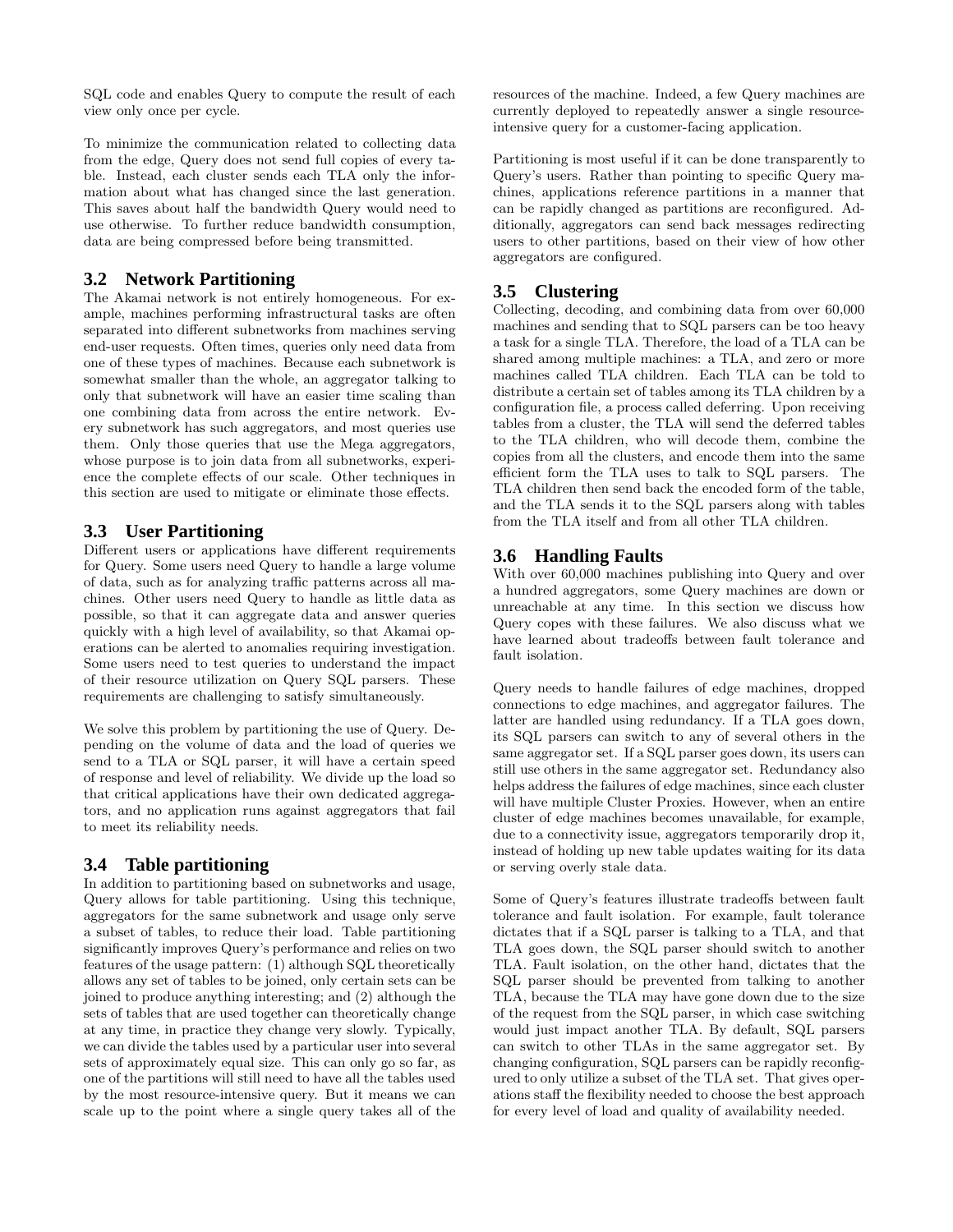SQL code and enables Query to compute the result of each view only once per cycle.

To minimize the communication related to collecting data from the edge, Query does not send full copies of every table. Instead, each cluster sends each TLA only the information about what has changed since the last generation. This saves about half the bandwidth Query would need to use otherwise. To further reduce bandwidth consumption, data are being compressed before being transmitted.

## 3.2 Network Partitioning

The Akamai network is not entirely homogeneous. For example, machines performing infrastructural tasks are often separated into different subnetworks from machines serving end-user requests. Often times, queries only need data from one of these types of machines. Because each subnetwork is somewhat smaller than the whole, an aggregator talking to only that subnetwork will have an easier time scaling than one combining data from across the entire network. Every subnetwork has such aggregators, and most queries use them. Only those queries that use the Mega aggregators, whose purpose is to join data from all subnetworks, experience the complete effects of our scale. Other techniques in this section are used to mitigate or eliminate those effects.

## 3.3 User Partitioning

Different users or applications have different requirements for Query. Some users need Query to handle a large volume of data, such as for analyzing traffic patterns across all machines. Other users need Query to handle as little data as possible, so that it can aggregate data and answer queries quickly with a high level of availability, so that Akamai operations can be alerted to anomalies requiring investigation. Some users need to test queries to understand the impact of their resource utilization on Query SQL parsers. These requirements are challenging to satisfy simultaneously.

We solve this problem by partitioning the use of Query. Depending on the volume of data and the load of queries we send to a TLA or SQL parser, it will have a certain speed of response and level of reliability. We divide up the load so that critical applications have their own dedicated aggregators, and no application runs against aggregators that fail to meet its reliability needs.

## 3.4 Table partitioning

In addition to partitioning based on subnetworks and usage, Query allows for table partitioning. Using this technique, aggregators for the same subnetwork and usage only serve a subset of tables, to reduce their load. Table partitioning significantly improves Query's performance and relies on two features of the usage pattern: (1) although SQL theoretically allows any set of tables to be joined, only certain sets can be joined to produce anything interesting; and (2) although the sets of tables that are used together can theoretically change at any time, in practice they change very slowly. Typically, we can divide the tables used by a particular user into several sets of approximately equal size. This can only go so far, as one of the partitions will still need to have all the tables used by the most resource-intensive query. But it means we can scale up to the point where a single query takes all of the resources of the machine. Indeed, a few Query machines are currently deployed to repeatedly answer a single resource-intensive query for a customer-facing application.

Partitioning is most useful if it can be done transparently to Query's users. Rather than pointing to specific Query machines, applications reference partitions in a manner that can be rapidly changed as partitions are reconfigured. Additionally, aggregators can send back messages redirecting users to other partitions, based on their view of how other aggregators are configured.

## 3.5 Clustering

Collecting, decoding, and combining data from over 60,000 machines and sending that to SQL parsers can be too heavy a task for a single TLA. Therefore, the load of a TLA can be shared among multiple machines: a TLA, and zero or more machines called TLA children. Each TLA can be told to distribute a certain set of tables among its TLA children by a configuration file, a process called deferring. Upon receiving tables from a cluster, the TLA will send the deferred tables to the TLA children, who will decode them, combine the copies from all the clusters, and encode them into the same efficient form the TLA uses to talk to SQL parsers. The TLA children then send back the encoded form of the table, and the TLA sends it to the SQL parsers along with tables from the TLA itself and from all other TLA children.

## 3.6 Handling Faults

With over 60,000 machines publishing into Query and over a hundred aggregators, some Query machines are down or unreachable at any time. In this section we discuss how Query copes with these failures. We also discuss what we have learned about tradeoffs between fault tolerance and fault isolation.

Query needs to handle failures of edge machines, dropped connections to edge machines, and aggregator failures. The latter are handled using redundancy. If a TLA goes down, its SQL parsers can switch to any of several others in the same aggregator set. If a SQL parser goes down, its users can still use others in the same aggregator set. Redundancy also helps address the failures of edge machines, since each cluster will have multiple Cluster Proxies. However, when an entire cluster of edge machines becomes unavailable, for example, due to a connectivity issue, aggregators temporarily drop it, instead of holding up new table updates waiting for its data or serving overly stale data.

Some of Query's features illustrate tradeoffs between fault tolerance and fault isolation. For example, fault tolerance dictates that if a SQL parser is talking to a TLA, and that TLA goes down, the SQL parser should switch to another TLA. Fault isolation, on the other hand, dictates that the SQL parser should be prevented from talking to another TLA, because the TLA may have gone down due to the size of the request from the SQL parser, in which case switching would just impact another TLA. By default, SQL parsers can switch to other TLAs in the same aggregator set. By changing configuration, SQL parsers can be rapidly reconfigured to only utilize a subset of the TLA set. That gives operations staff the flexibility needed to choose the best approach for every level of load and quality of availability needed.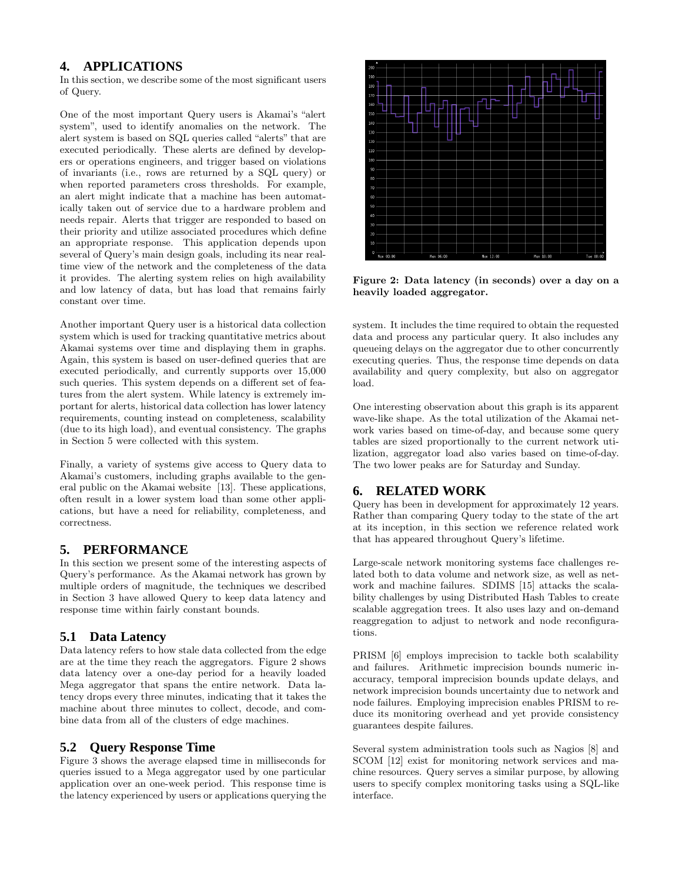## 4. APPLICATIONS

In this section, we describe some of the most significant users of Query.

One of the most important Query users is Akamai's "alert system", used to identify anomalies on the network. The alert system is based on SQL queries called "alerts" that are executed periodically. These alerts are defined by developers or operations engineers, and trigger based on violations of invariants (i.e., rows are returned by a SQL query) or when reported parameters cross thresholds. For example, an alert might indicate that a machine has been automatically taken out of service due to a hardware problem and needs repair. Alerts that trigger are responded to based on their priority and utilize associated procedures which define an appropriate response. This application depends upon several of Query's main design goals, including its near real-time view of the network and the completeness of the data it provides. The alerting system relies on high availability and low latency of data, but has load that remains fairly constant over time.

Another important Query user is a historical data collection system which is used for tracking quantitative metrics about Akamai systems over time and displaying them in graphs. Again, this system is based on user-defined queries that are executed periodically, and currently supports over 15,000 such queries. This system depends on a different set of features from the alert system. While latency is extremely important for alerts, historical data collection has lower latency requirements, counting instead on completeness, scalability (due to its high load), and eventual consistency. The graphs in Section 5 were collected with this system.

Finally, a variety of systems give access to Query data to Akamai's customers, including graphs available to the general public on the Akamai website [13]. These applications, often result in a lower system load than some other applications, but have a need for reliability, completeness, and correctness.

## 5. PERFORMANCE

In this section we present some of the interesting aspects of Query's performance. As the Akamai network has grown by multiple orders of magnitude, the techniques we described in Section 3 have allowed Query to keep data latency and response time within fairly constant bounds.

### 5.1 Data Latency

Data latency refers to how stale data collected from the edge are at the time they reach the aggregators. Figure 2 shows data latency over a one-day period for a heavily loaded Mega aggregator that spans the entire network. Data latency drops every three minutes, indicating that it takes the machine about three minutes to collect, decode, and combine data from all of the clusters of edge machines.

**Figure 2: Data latency (in seconds) over a day on a heavily loaded aggregator.**

### 5.2 Query Response Time

Figure 3 shows the average elapsed time in milliseconds for queries issued to a Mega aggregator used by one particular application over an one-week period. This response time is the latency experienced by users or applications querying the system. It includes the time required to obtain the requested data and process any particular query. It also includes any queueing delays on the aggregator due to other concurrently executing queries. Thus, the response time depends on data availability and query complexity, but also on aggregator load.

One interesting observation about this graph is its apparent wave-like shape. As the total utilization of the Akamai network varies based on time-of-day, and because some query tables are sized proportionally to the current network utilization, aggregator load also varies based on time-of-day. The two lower peaks are for Saturday and Sunday.

## 6. RELATED WORK

Query has been in development for approximately 12 years. Rather than comparing Query today to the state of the art at its inception, in this section we reference related work that has appeared throughout Query's lifetime.

Large-scale network monitoring systems face challenges related both to data volume and network size, as well as network and machine failures. SDIMS [15] attacks the scalability challenges by using Distributed Hash Tables to create scalable aggregation trees. It also uses lazy and on-demand reaggregation to adjust to network and node reconfigurations.

PRISM [6] employs imprecision to tackle both scalability and failures. Arithmetic imprecision bounds numeric inaccuracy, temporal imprecision bounds update delays, and network imprecision bounds uncertainty due to network and node failures. Employing imprecision enables PRISM to reduce its monitoring overhead and yet provide consistency guarantees despite failures.

Several system administration tools such as Nagios [8] and SCOM [12] exist for monitoring network services and machine resources. Query serves a similar purpose, by allowing users to specify complex monitoring tasks using a SQL-like interface.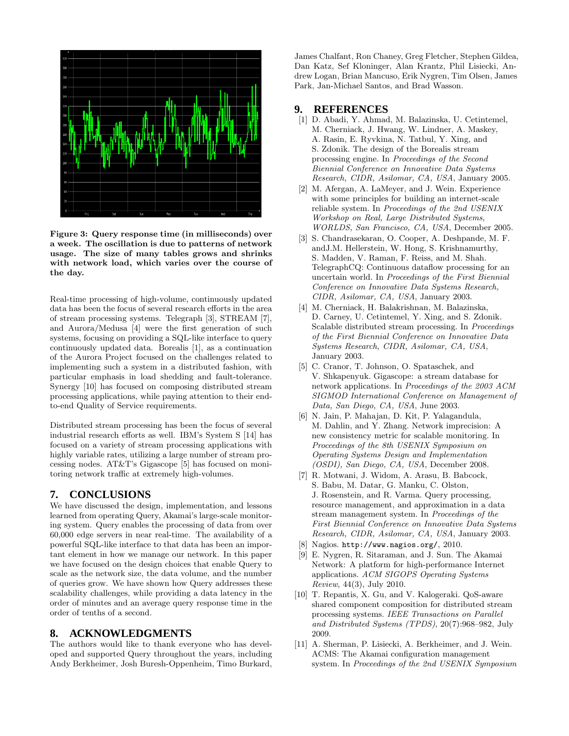**Figure 3: Query response time (in milliseconds) over a week. The oscillation is due to patterns of network usage. The size of many tables grows and shrinks with network load, which varies over the course of the day.**

Real-time processing of high-volume, continuously updated data has been the focus of several research efforts in the area of stream processing systems. Telegraph [3], STREAM [7], and Aurora/Medusa [4] were the first generation of such systems, focusing on providing a SQL-like interface to query continuously updated data. Borealis [1], as a continuation of the Aurora Project focused on the challenges related to implementing such a system in a distributed fashion, with particular emphasis in load shedding and fault-tolerance. Synergy [10] has focused on composing distributed stream processing applications, while paying attention to their end-to-end Quality of Service requirements.

Distributed stream processing has been the focus of several industrial research efforts as well. IBM's System S [14] has focused on a variety of stream processing applications with highly variable rates, utilizing a large number of stream processing nodes. AT&T's Gigascope [5] has focused on monitoring network traffic at extremely high-volumes.

## 7. CONCLUSIONS

We have discussed the design, implementation, and lessons learned from operating Query, Akamai's large-scale monitoring system. Query enables the processing of data from over 60,000 edge servers in near real-time. The availability of a powerful SQL-like interface to that data has been an important element in how we manage our network. In this paper we have focused on the design choices that enable Query to scale as the network size, the data volume, and the number of queries grow. We have shown how Query addresses these scalability challenges, while providing a data latency in the order of minutes and an average query response time in the order of tenths of a second.

## 8. ACKNOWLEDGMENTS

The authors would like to thank everyone who has developed and supported Query throughout the years, including Andy Berkheimer, Josh Buresh-Oppenheim, Timo Burkard, James Chalfant, Ron Chaney, Greg Fletcher, Stephen Gildea, Dan Katz, Sef Kloninger, Alan Krantz, Phil Lisiecki, Andrew Logan, Brian Mancuso, Erik Nygren, Tim Olsen, James Park, Jan-Michael Santos, and Brad Wasson.

## 9. REFERENCES

[1] D. Abadi, Y. Ahmad, M. Balazinska, U. Cetintemel, M. Cherniack, J. Hwang, W. Lindner, A. Maskey, A. Rasin, E. Ryvkina, N. Tatbul, Y. Xing, and S. Zdonik. The design of the Borealis stream processing engine. In *Proceedings of the Second Biennial Conference on Innovative Data Systems Research, CIDR, Asilomar, CA, USA*, January 2005.

[2] M. Afergan, A. LaMeyer, and J. Wein. Experience with some principles for building an internet-scale reliable system. In *Proceedings of the 2nd USENIX Workshop on Real, Large Distributed Systems, WORLDS, San Francisco, CA, USA*, December 2005.

[3] S. Chandrasekaran, O. Cooper, A. Deshpande, M. F. andJ.M. Hellerstein, W. Hong, S. Krishnamurthy, S. Madden, V. Raman, F. Reiss, and M. Shah. TelegraphCQ: Continuous dataflow processing for an uncertain world. In *Proceedings of the First Biennial Conference on Innovative Data Systems Research, CIDR, Asilomar, CA, USA*, January 2003.

[4] M. Cherniack, H. Balakrishnan, M. Balazinska, D. Carney, U. Cetintemel, Y. Xing, and S. Zdonik. Scalable distributed stream processing. In *Proceedings of the First Biennial Conference on Innovative Data Systems Research, CIDR, Asilomar, CA, USA*, January 2003.

[5] C. Cranor, T. Johnson, O. Spataschek, and V. Shkapenyuk. Gigascope: a stream database for network applications. In *Proceedings of the 2003 ACM SIGMOD International Conference on Management of Data, San Diego, CA, USA*, June 2003.

[6] N. Jain, P. Mahajan, D. Kit, P. Yalagandula, M. Dahlin, and Y. Zhang. Network imprecision: A new consistency metric for scalable monitoring. In *Proceedings of the 8th USENIX Symposium on Operating Systems Design and Implementation (OSDI), San Diego, CA, USA*, December 2008.

[7] R. Motwani, J. Widom, A. Arasu, B. Babcock, S. Babu, M. Datar, G. Manku, C. Olston, J. Rosenstein, and R. Varma. Query processing, resource management, and approximation in a data stream management system. In *Proceedings of the First Biennial Conference on Innovative Data Systems Research, CIDR, Asilomar, CA, USA*, January 2003.

[8] Nagios. `http://www.nagios.org/`, 2010.

[9] E. Nygren, R. Sitaraman, and J. Sun. The Akamai Network: A platform for high-performance Internet applications. *ACM SIGOPS Operating Systems Review*, 44(3), July 2010.

[10] T. Repantis, X. Gu, and V. Kalogeraki. QoS-aware shared component composition for distributed stream processing systems. *IEEE Transactions on Parallel and Distributed Systems (TPDS)*, 20(7):968–982, July 2009.

[11] A. Sherman, P. Lisiecki, A. Berkheimer, and J. Wein. ACMS: The Akamai configuration management system. In *Proceedings of the 2nd USENIX Symposium*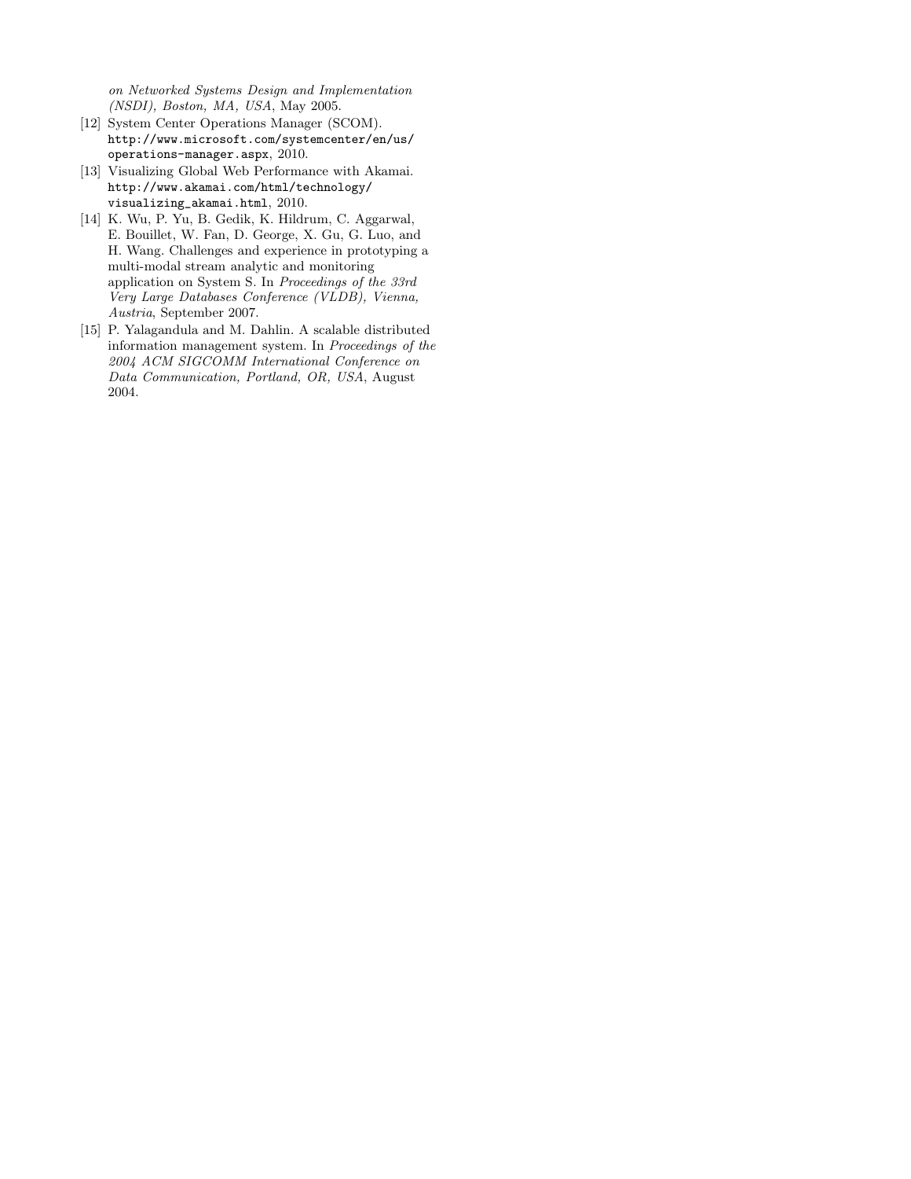*on Networked Systems Design and Implementation (NSDI), Boston, MA, USA*, May 2005.

[12] System Center Operations Manager (SCOM). `http://www.microsoft.com/systemcenter/en/us/operations-manager.aspx`, 2010.

[13] Visualizing Global Web Performance with Akamai. `http://www.akamai.com/html/technology/visualizing_akamai.html`, 2010.

[14] K. Wu, P. Yu, B. Gedik, K. Hildrum, C. Aggarwal, E. Bouillet, W. Fan, D. George, X. Gu, G. Luo, and H. Wang. Challenges and experience in prototyping a multi-modal stream analytic and monitoring application on System S. In *Proceedings of the 33rd Very Large Databases Conference (VLDB), Vienna, Austria*, September 2007.

[15] P. Yalagandula and M. Dahlin. A scalable distributed information management system. In *Proceedings of the 2004 ACM SIGCOMM International Conference on Data Communication, Portland, OR, USA*, August 2004.